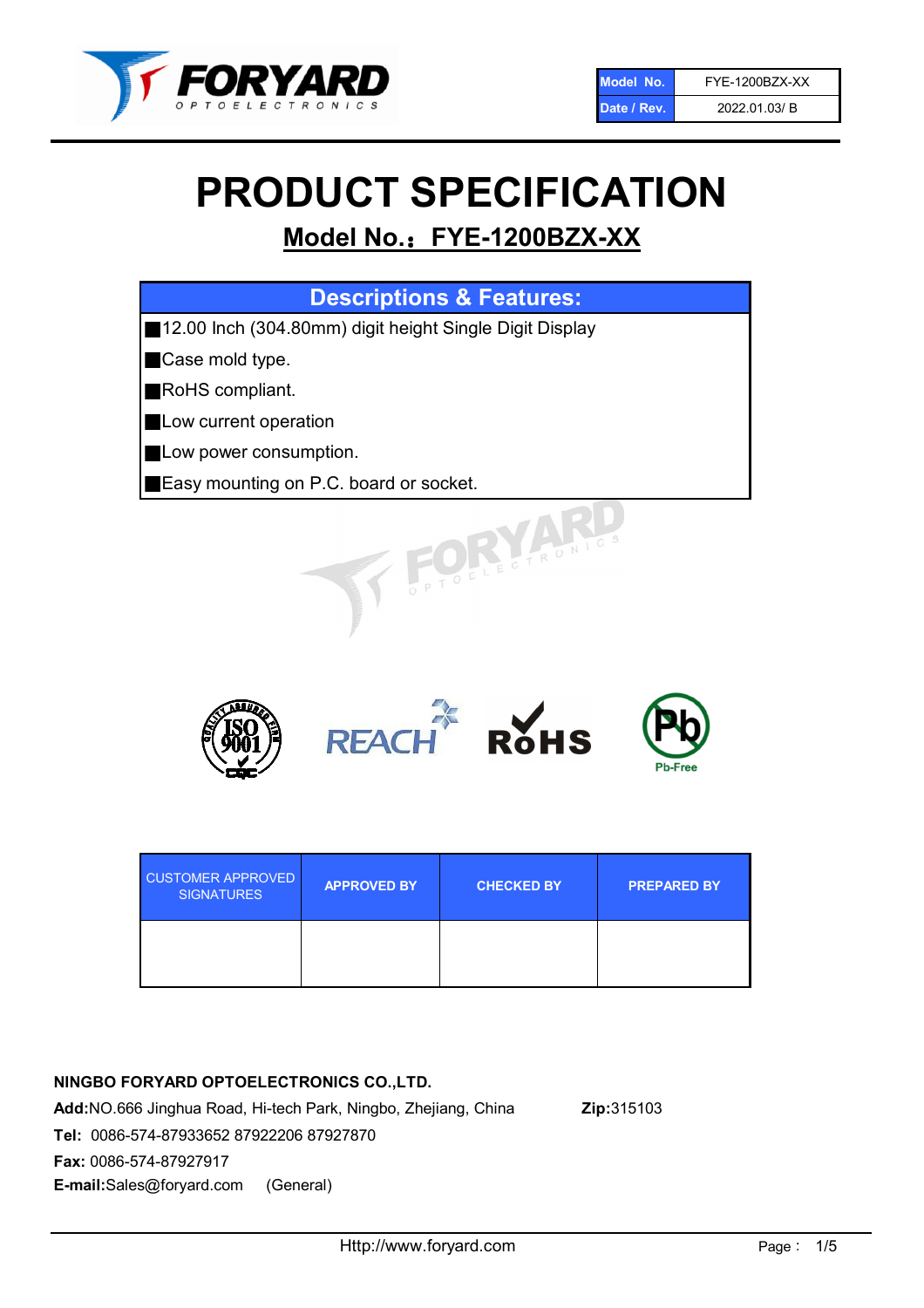| Model No. | FYE-1200BZX-XX |
| --- | --- |
| Date / Rev. | 2022.01.03/ B |

# PRODUCT SPECIFICATION

## Model No.：FYE-1200BZX-XX

| Descriptions & Features: |
| --- |
| ■12.00 Inch (304.80mm) digit height Single Digit Display |
| ■Case mold type. |
| ■RoHS compliant. |
| ■Low current operation |
| ■Low power consumption. |
| ■Easy mounting on P.C. board or socket. |

| CUSTOMER APPROVED SIGNATURES | APPROVED BY | CHECKED BY | PREPARED BY |
| --- | --- | --- | --- |
| | | | |

**NINGBO FORYARD OPTOELECTRONICS CO.,LTD.**

**Add:**NO.666 Jinghua Road, Hi-tech Park, Ningbo, Zhejiang, China **Zip:**315103

**Tel:** 0086-574-87933652 87922206 87927870

**Fax:** 0086-574-87927917

**E-mail:**Sales@foryard.com (General)

Http://www.foryard.com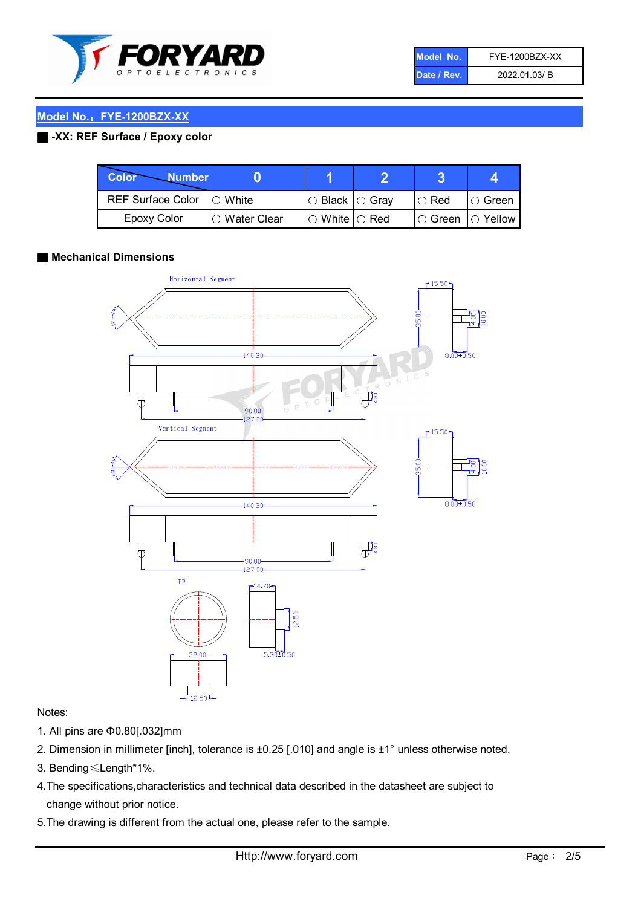| Model No. | FYE-1200BZX-XX |
|---|---|
| Date / Rev. | 2022.01.03/ B |

## Model No.：FYE-1200BZX-XX

### -XX: REF Surface / Epoxy color

| Color \ Number | 0 | 1 | 2 | 3 | 4 |
|---|---|---|---|---|---|
| REF Surface Color | ○ White | ○ Black | ○ Gray | ○ Red | ○ Green |
| Epoxy Color | ○ Water Clear | ○ White | ○ Red | ○ Green | ○ Yellow |

### Mechanical Dimensions

Horizontal Segment

140.20, 90.00, 127.00, 4.80, 15.50, 35.00, 4.00, 10.00, 8.00±0.50

Vertical Segment

140.20, 90.00, 127.00, 4.80, 15.50, 35.00, 4.00, 10.00, 8.00±0.50

DP

32.00, 12.50, 14.70, 12.50, 5.30±0.50

Notes:

1. All pins are Φ0.80[.032]mm
2. Dimension in millimeter [inch], tolerance is ±0.25 [.010] and angle is ±1° unless otherwise noted.
3. Bending≤Length*1%.
4. The specifications,characteristics and technical data described in the datasheet are subject to change without prior notice.
5. The drawing is different from the actual one, please refer to the sample.

Http://www.foryard.com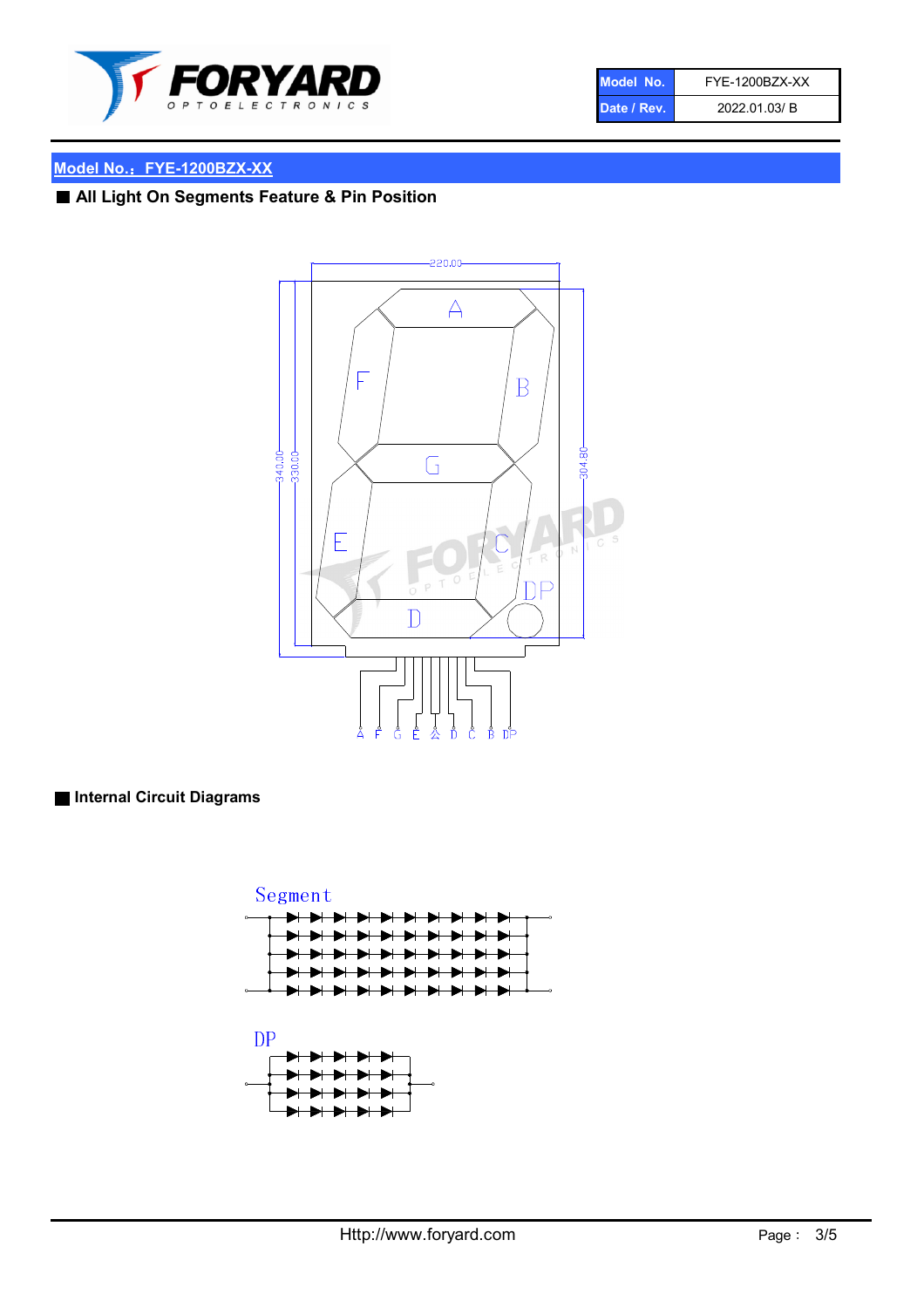| Model No. | FYE-1200BZX-XX |
| --- | --- |
| Date / Rev. | 2022.01.03/ B |

## Model No.：FYE-1200BZX-XX

### ■ All Light On Segments Feature & Pin Position

### ■ Internal Circuit Diagrams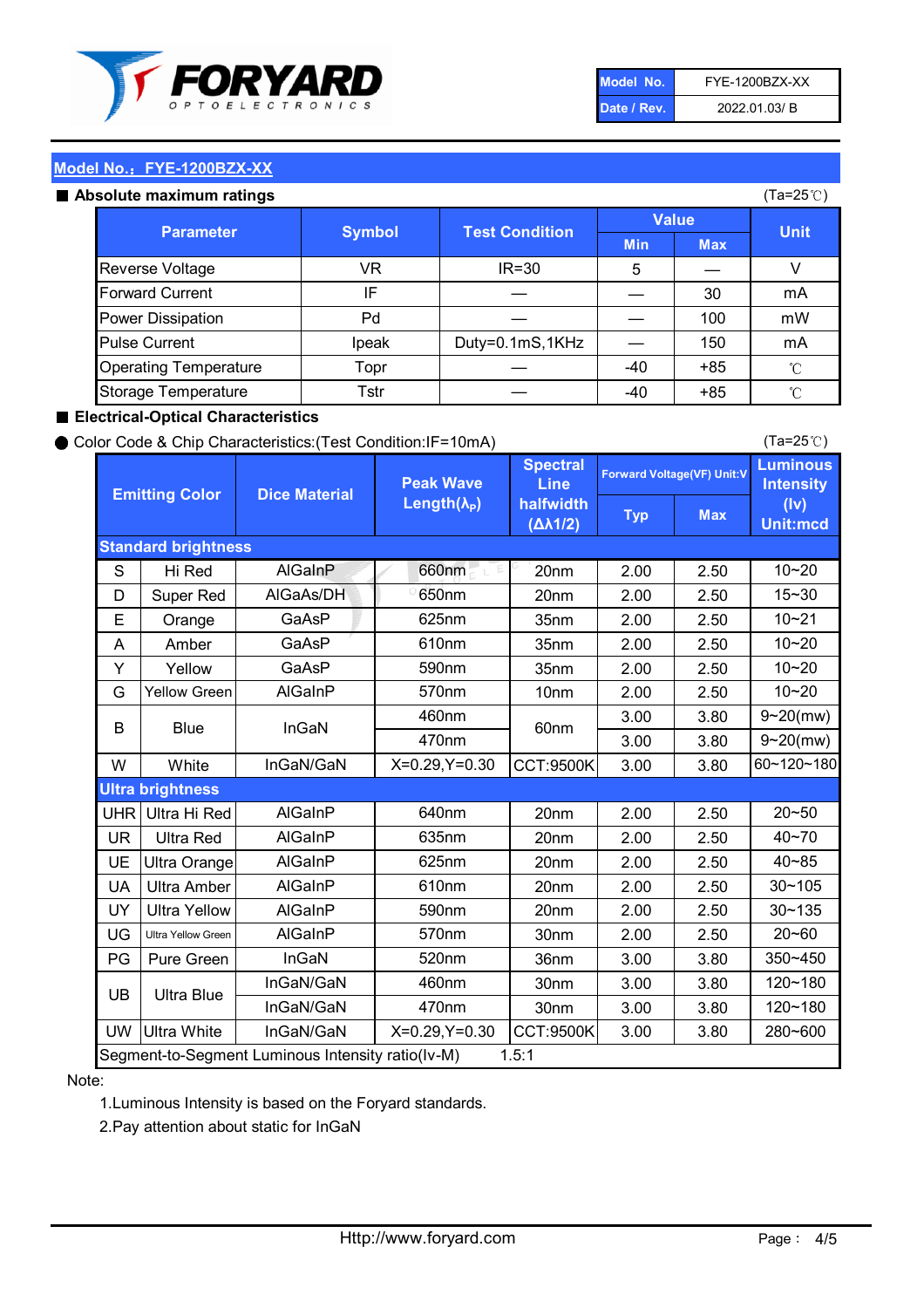| Model No. | FYE-1200BZX-XX |
|---|---|
| Date / Rev. | 2022.01.03/ B |

## Model No.: FYE-1200BZX-XX

### ■ Absolute maximum ratings

(Ta=25℃)

| Parameter | Symbol | Test Condition | Value | | Unit |
|---|---|---|---|---|---|
| | | | Min | Max | |
| Reverse Voltage | VR | IR=30 | 5 | — | V |
| Forward Current | IF | — | — | 30 | mA |
| Power Dissipation | Pd | — | — | 100 | mW |
| Pulse Current | Ipeak | Duty=0.1mS,1KHz | — | 150 | mA |
| Operating Temperature | Topr | — | -40 | +85 | ℃ |
| Storage Temperature | Tstr | — | -40 | +85 | ℃ |

### ■ Electrical-Optical Characteristics

● Color Code & Chip Characteristics:(Test Condition:IF=10mA)

(Ta=25℃)

| Emitting Color | | Dice Material | Peak Wave Length($\lambda_P$) | Spectral Line halfwidth ($\Delta\lambda 1/2$) | Forward Voltage(VF) Unit:V | | Luminous Intensity (Iv) Unit:mcd |
|---|---|---|---|---|---|---|---|
| | | | | | Typ | Max | |
| **Standard brightness** | | | | | | | |
| S | Hi Red | AlGaInP | 660nm | 20nm | 2.00 | 2.50 | 10~20 |
| D | Super Red | AlGaAs/DH | 650nm | 20nm | 2.00 | 2.50 | 15~30 |
| E | Orange | GaAsP | 625nm | 35nm | 2.00 | 2.50 | 10~21 |
| A | Amber | GaAsP | 610nm | 35nm | 2.00 | 2.50 | 10~20 |
| Y | Yellow | GaAsP | 590nm | 35nm | 2.00 | 2.50 | 10~20 |
| G | Yellow Green | AlGaInP | 570nm | 10nm | 2.00 | 2.50 | 10~20 |
| B | Blue | InGaN | 460nm | 60nm | 3.00 | 3.80 | 9~20(mw) |
| | | | 470nm | | 3.00 | 3.80 | 9~20(mw) |
| W | White | InGaN/GaN | X=0.29,Y=0.30 | CCT:9500K | 3.00 | 3.80 | 60~120~180 |
| **Ultra brightness** | | | | | | | |
| UHR | Ultra Hi Red | AlGaInP | 640nm | 20nm | 2.00 | 2.50 | 20~50 |
| UR | Ultra Red | AlGaInP | 635nm | 20nm | 2.00 | 2.50 | 40~70 |
| UE | Ultra Orange | AlGaInP | 625nm | 20nm | 2.00 | 2.50 | 40~85 |
| UA | Ultra Amber | AlGaInP | 610nm | 20nm | 2.00 | 2.50 | 30~105 |
| UY | Ultra Yellow | AlGaInP | 590nm | 20nm | 2.00 | 2.50 | 30~135 |
| UG | Ultra Yellow Green | AlGaInP | 570nm | 30nm | 2.00 | 2.50 | 20~60 |
| PG | Pure Green | InGaN | 520nm | 36nm | 3.00 | 3.80 | 350~450 |
| UB | Ultra Blue | InGaN/GaN | 460nm | 30nm | 3.00 | 3.80 | 120~180 |
| | | InGaN/GaN | 470nm | 30nm | 3.00 | 3.80 | 120~180 |
| UW | Ultra White | InGaN/GaN | X=0.29,Y=0.30 | CCT:9500K | 3.00 | 3.80 | 280~600 |
| Segment-to-Segment Luminous Intensity ratio(Iv-M) | | | | 1.5:1 | | | |

Note:

1.Luminous Intensity is based on the Foryard standards.

2.Pay attention about static for InGaN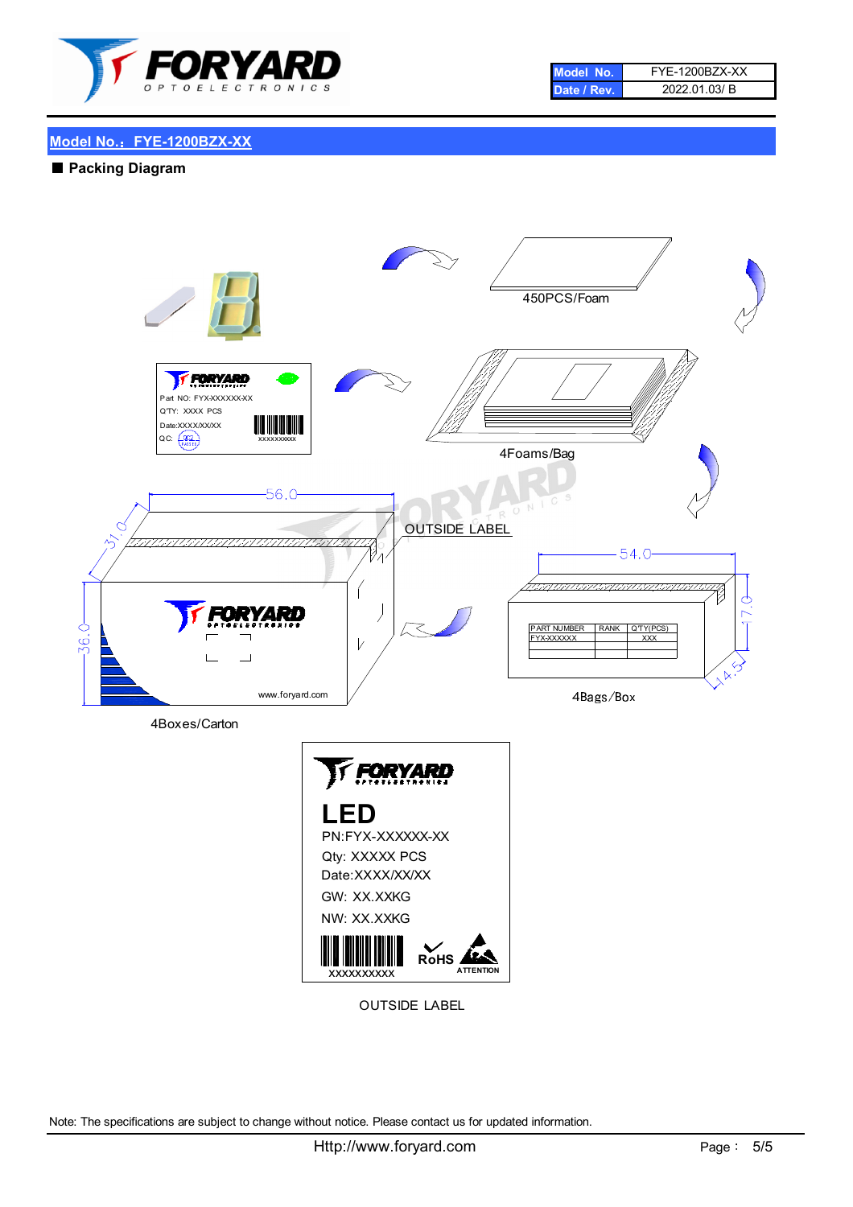| Model No. | FYE-1200BZX-XX |
| --- | --- |
| Date / Rev. | 2022.01.03/ B |

## Model No.：FYE-1200BZX-XX

■ Packing Diagram

450PCS/Foam

Part NO: FYX-XXXXXXX-XX
Q'TY: XXXX PCS
Date:XXXX/XX/XX
QC:
XXXXXXXXXX

4Foams/Bag

56.0
31.0
36.0

OUTSIDE LABEL

www.foryard.com

4Boxes/Carton

54.0
17.0
14.5

| PART NUMBER | RANK | Q'TY(PCS) |
| --- | --- | --- |
| FYX-XXXXXX | | XXX |

4Bags/Box

LED
PN:FYX-XXXXXX-XX
Qty: XXXXX PCS
Date:XXXX/XX/XX
GW: XX.XXKG
NW: XX.XXKG
XXXXXXXXXX
RoHS
ATTENTION

OUTSIDE LABEL

Note: The specifications are subject to change without notice. Please contact us for updated information.

Http://www.foryard.com